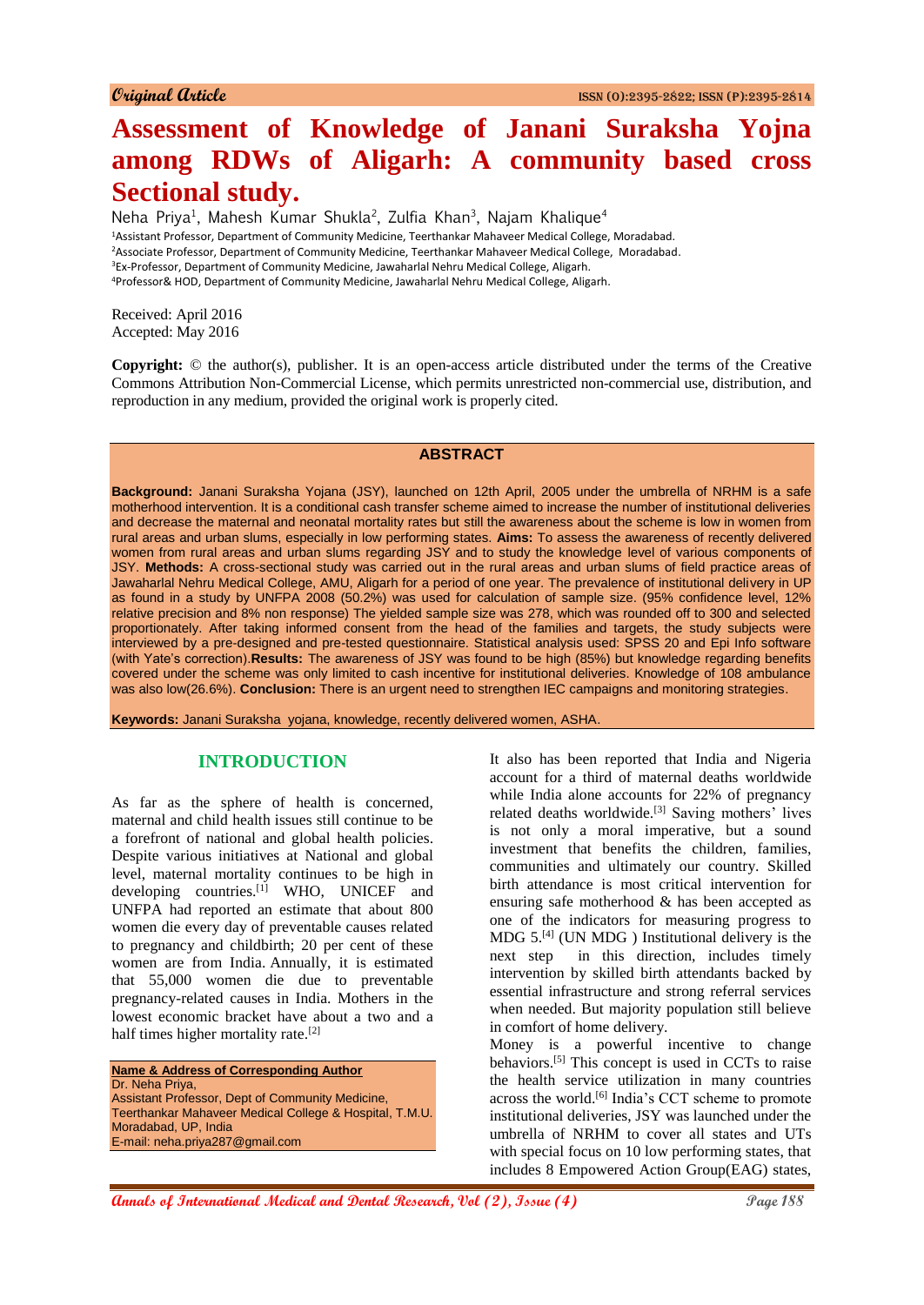Original Article

# Assessment of Knowledge of Janani Suraksha Yojna among RDWs of Aligarh: A community based cross Sectional study.

Neha Priya[1], Mahesh Kumar Shukla[2], Zulfia Khan[3], Najam Khalique[4]

[1]Assistant Professor, Department of Community Medicine, Teerthankar Mahaveer Medical College, Moradabad.
[2]Associate Professor, Department of Community Medicine, Teerthankar Mahaveer Medical College, Moradabad.
[3]Ex-Professor, Department of Community Medicine, Jawaharlal Nehru Medical College, Aligarh.
[4]Professor& HOD, Department of Community Medicine, Jawaharlal Nehru Medical College, Aligarh.

Received: April 2016
Accepted: May 2016

**Copyright:** © the author(s), publisher. It is an open-access article distributed under the terms of the Creative Commons Attribution Non-Commercial License, which permits unrestricted non-commercial use, distribution, and reproduction in any medium, provided the original work is properly cited.

## ABSTRACT

**Background:** Janani Suraksha Yojana (JSY), launched on 12th April, 2005 under the umbrella of NRHM is a safe motherhood intervention. It is a conditional cash transfer scheme aimed to increase the number of institutional deliveries and decrease the maternal and neonatal mortality rates but still the awareness about the scheme is low in women from rural areas and urban slums, especially in low performing states. **Aims:** To assess the awareness of recently delivered women from rural areas and urban slums regarding JSY and to study the knowledge level of various components of JSY. **Methods:** A cross-sectional study was carried out in the rural areas and urban slums of field practice areas of Jawaharlal Nehru Medical College, AMU, Aligarh for a period of one year. The prevalence of institutional delivery in UP as found in a study by UNFPA 2008 (50.2%) was used for calculation of sample size. (95% confidence level, 12% relative precision and 8% non response) The yielded sample size was 278, which was rounded off to 300 and selected proportionately. After taking informed consent from the head of the families and targets, the study subjects were interviewed by a pre-designed and pre-tested questionnaire. Statistical analysis used: SPSS 20 and Epi Info software (with Yate's correction).**Results:** The awareness of JSY was found to be high (85%) but knowledge regarding benefits covered under the scheme was only limited to cash incentive for institutional deliveries. Knowledge of 108 ambulance was also low(26.6%). **Conclusion:** There is an urgent need to strengthen IEC campaigns and monitoring strategies.

**Keywords:** Janani Suraksha yojana, knowledge, recently delivered women, ASHA.

## INTRODUCTION

As far as the sphere of health is concerned, maternal and child health issues still continue to be a forefront of national and global health policies. Despite various initiatives at National and global level, maternal mortality continues to be high in developing countries.[1] WHO, UNICEF and UNFPA had reported an estimate that about 800 women die every day of preventable causes related to pregnancy and childbirth; 20 per cent of these women are from India. Annually, it is estimated that 55,000 women die due to preventable pregnancy-related causes in India. Mothers in the lowest economic bracket have about a two and a half times higher mortality rate.[2]

**Name & Address of Corresponding Author**
Dr. Neha Priya,
Assistant Professor, Dept of Community Medicine,
Teerthankar Mahaveer Medical College & Hospital, T.M.U.
Moradabad, UP, India
E-mail: neha.priya287@gmail.com

It also has been reported that India and Nigeria account for a third of maternal deaths worldwide while India alone accounts for 22% of pregnancy related deaths worldwide.[3] Saving mothers' lives is not only a moral imperative, but a sound investment that benefits the children, families, communities and ultimately our country. Skilled birth attendance is most critical intervention for ensuring safe motherhood & has been accepted as one of the indicators for measuring progress to MDG 5.[4] (UN MDG ) Institutional delivery is the next step in this direction, includes timely intervention by skilled birth attendants backed by essential infrastructure and strong referral services when needed. But majority population still believe in comfort of home delivery.

Money is a powerful incentive to change behaviors.[5] This concept is used in CCTs to raise the health service utilization in many countries across the world.[6] India's CCT scheme to promote institutional deliveries, JSY was launched under the umbrella of NRHM to cover all states and UTs with special focus on 10 low performing states, that includes 8 Empowered Action Group(EAG) states,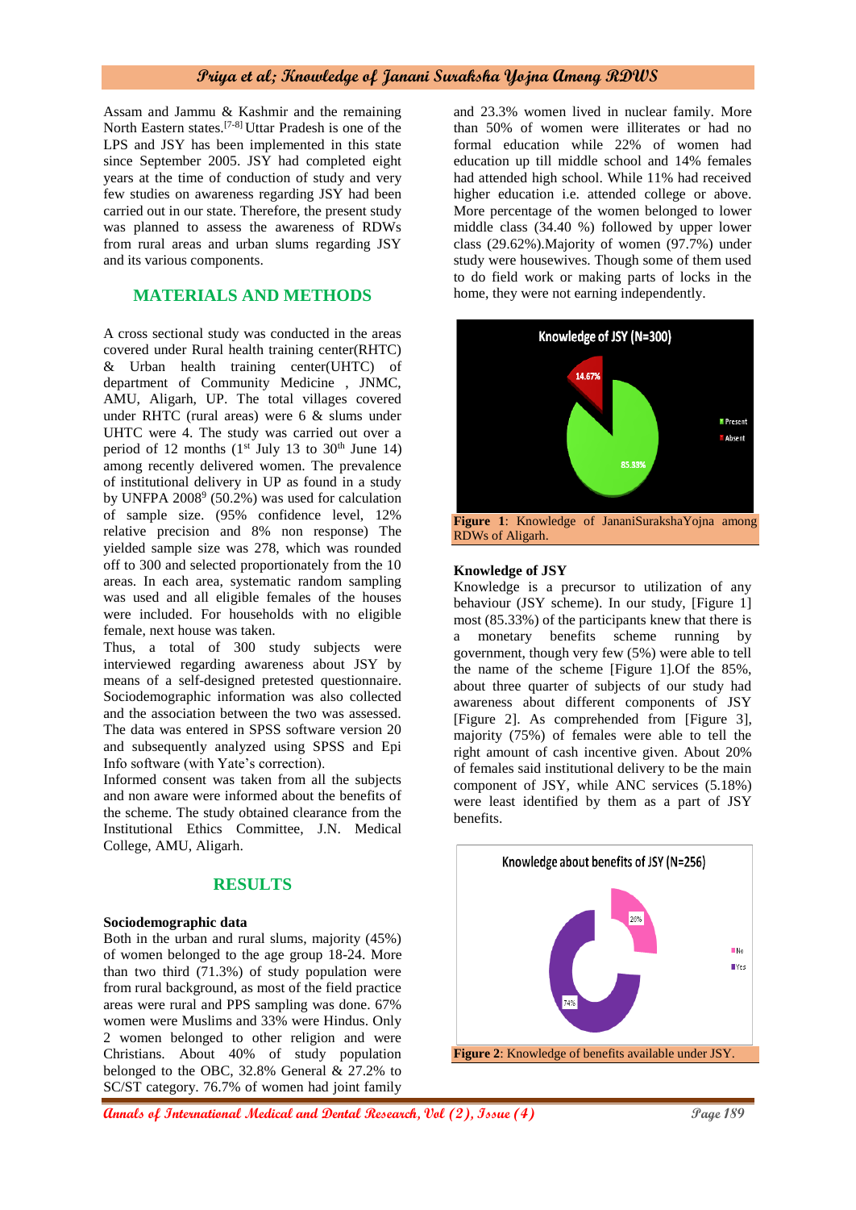Assam and Jammu & Kashmir and the remaining North Eastern states.[7-8] Uttar Pradesh is one of the LPS and JSY has been implemented in this state since September 2005. JSY had completed eight years at the time of conduction of study and very few studies on awareness regarding JSY had been carried out in our state. Therefore, the present study was planned to assess the awareness of RDWs from rural areas and urban slums regarding JSY and its various components.

## MATERIALS AND METHODS

A cross sectional study was conducted in the areas covered under Rural health training center(RHTC) & Urban health training center(UHTC) of department of Community Medicine , JNMC, AMU, Aligarh, UP. The total villages covered under RHTC (rural areas) were 6 & slums under UHTC were 4. The study was carried out over a period of 12 months (1st July 13 to 30th June 14) among recently delivered women. The prevalence of institutional delivery in UP as found in a study by UNFPA 2008[9] (50.2%) was used for calculation of sample size. (95% confidence level, 12% relative precision and 8% non response) The yielded sample size was 278, which was rounded off to 300 and selected proportionately from the 10 areas. In each area, systematic random sampling was used and all eligible females of the houses were included. For households with no eligible female, next house was taken.

Thus, a total of 300 study subjects were interviewed regarding awareness about JSY by means of a self-designed pretested questionnaire. Sociodemographic information was also collected and the association between the two was assessed. The data was entered in SPSS software version 20 and subsequently analyzed using SPSS and Epi Info software (with Yate's correction).

Informed consent was taken from all the subjects and non aware were informed about the benefits of the scheme. The study obtained clearance from the Institutional Ethics Committee, J.N. Medical College, AMU, Aligarh.

## RESULTS

**Sociodemographic data**

Both in the urban and rural slums, majority (45%) of women belonged to the age group 18-24. More than two third (71.3%) of study population were from rural background, as most of the field practice areas were rural and PPS sampling was done. 67% women were Muslims and 33% were Hindus. Only 2 women belonged to other religion and were Christians. About 40% of study population belonged to the OBC, 32.8% General & 27.2% to SC/ST category. 76.7% of women had joint family and 23.3% women lived in nuclear family. More than 50% of women were illiterates or had no formal education while 22% of women had education up till middle school and 14% females had attended high school. While 11% had received higher education i.e. attended college or above. More percentage of the women belonged to lower middle class (34.40 %) followed by upper lower class (29.62%).Majority of women (97.7%) under study were housewives. Though some of them used to do field work or making parts of locks in the home, they were not earning independently.

**Figure 1**: Knowledge of JananiSurakshaYojna among RDWs of Aligarh.

**Knowledge of JSY**

Knowledge is a precursor to utilization of any behaviour (JSY scheme). In our study, [Figure 1] most (85.33%) of the participants knew that there is a monetary benefits scheme running by government, though very few (5%) were able to tell the name of the scheme [Figure 1].Of the 85%, about three quarter of subjects of our study had awareness about different components of JSY [Figure 2]. As comprehended from [Figure 3], majority (75%) of females were able to tell the right amount of cash incentive given. About 20% of females said institutional delivery to be the main component of JSY, while ANC services (5.18%) were least identified by them as a part of JSY benefits.

**Figure 2**: Knowledge of benefits available under JSY.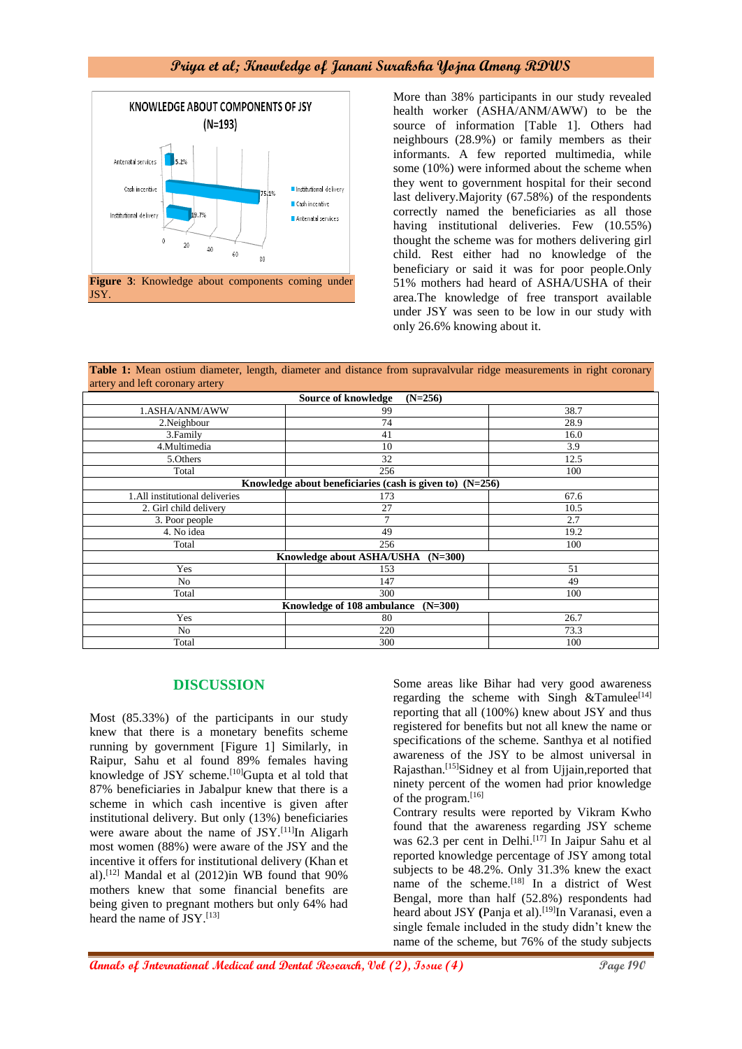KNOWLEDGE ABOUT COMPONENTS OF JSY (N=193)

**Figure 3**: Knowledge about components coming under JSY.

More than 38% participants in our study revealed health worker (ASHA/ANM/AWW) to be the source of information [Table 1]. Others had neighbours (28.9%) or family members as their informants. A few reported multimedia, while some (10%) were informed about the scheme when they went to government hospital for their second last delivery.Majority (67.58%) of the respondents correctly named the beneficiaries as all those having institutional deliveries. Few (10.55%) thought the scheme was for mothers delivering girl child. Rest either had no knowledge of the beneficiary or said it was for poor people.Only 51% mothers had heard of ASHA/USHA of their area.The knowledge of free transport available under JSY was seen to be low in our study with only 26.6% knowing about it.

**Table 1:** Mean ostium diameter, length, diameter and distance from supravalvular ridge measurements in right coronary artery and left coronary artery

| **Source of knowledge (N=256)** | | |
|---|---|---|
| 1.ASHA/ANM/AWW | 99 | 38.7 |
| 2.Neighbour | 74 | 28.9 |
| 3.Family | 41 | 16.0 |
| 4.Multimedia | 10 | 3.9 |
| 5.Others | 32 | 12.5 |
| Total | 256 | 100 |
| **Knowledge about beneficiaries (cash is given to) (N=256)** | | |
| 1.All institutional deliveries | 173 | 67.6 |
| 2. Girl child delivery | 27 | 10.5 |
| 3. Poor people | 7 | 2.7 |
| 4. No idea | 49 | 19.2 |
| Total | 256 | 100 |
| **Knowledge about ASHA/USHA (N=300)** | | |
| Yes | 153 | 51 |
| No | 147 | 49 |
| Total | 300 | 100 |
| **Knowledge of 108 ambulance (N=300)** | | |
| Yes | 80 | 26.7 |
| No | 220 | 73.3 |
| Total | 300 | 100 |

## DISCUSSION

Most (85.33%) of the participants in our study knew that there is a monetary benefits scheme running by government [Figure 1] Similarly, in Raipur, Sahu et al found 89% females having knowledge of JSY scheme.[10]Gupta et al told that 87% beneficiaries in Jabalpur knew that there is a scheme in which cash incentive is given after institutional delivery. But only (13%) beneficiaries were aware about the name of JSY.[11]In Aligarh most women (88%) were aware of the JSY and the incentive it offers for institutional delivery (Khan et al).[12] Mandal et al (2012)in WB found that 90% mothers knew that some financial benefits are being given to pregnant mothers but only 64% had heard the name of JSY.[13]

Some areas like Bihar had very good awareness regarding the scheme with Singh &Tamulee[14] reporting that all (100%) knew about JSY and thus registered for benefits but not all knew the name or specifications of the scheme. Santhya et al notified awareness of the JSY to be almost universal in Rajasthan.[15]Sidney et al from Ujjain,reported that ninety percent of the women had prior knowledge of the program.[16]

Contrary results were reported by Vikram Kwho found that the awareness regarding JSY scheme was 62.3 per cent in Delhi.[17] In Jaipur Sahu et al reported knowledge percentage of JSY among total subjects to be 48.2%. Only 31.3% knew the exact name of the scheme.[18] In a district of West Bengal, more than half (52.8%) respondents had heard about JSY **(**Panja et al).[19]In Varanasi, even a single female included in the study didn't knew the name of the scheme, but 76% of the study subjects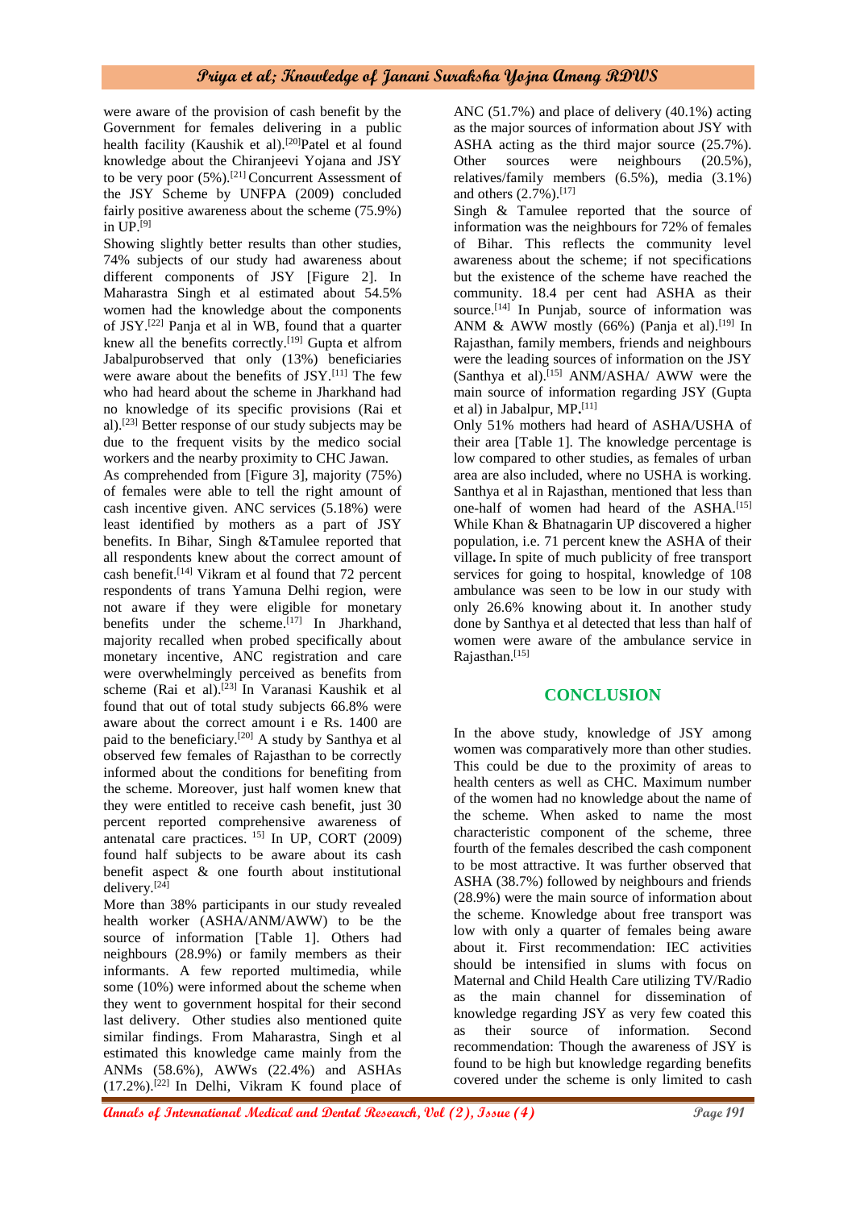were aware of the provision of cash benefit by the Government for females delivering in a public health facility (Kaushik et al).[20]Patel et al found knowledge about the Chiranjeevi Yojana and JSY to be very poor (5%).[21] Concurrent Assessment of the JSY Scheme by UNFPA (2009) concluded fairly positive awareness about the scheme (75.9%) in UP.[9]

Showing slightly better results than other studies, 74% subjects of our study had awareness about different components of JSY [Figure 2]. In Maharastra Singh et al estimated about 54.5% women had the knowledge about the components of JSY.[22] Panja et al in WB, found that a quarter knew all the benefits correctly.[19] Gupta et alfrom Jabalpurobserved that only (13%) beneficiaries were aware about the benefits of JSY.[11] The few who had heard about the scheme in Jharkhand had no knowledge of its specific provisions (Rai et al).[23] Better response of our study subjects may be due to the frequent visits by the medico social workers and the nearby proximity to CHC Jawan.

As comprehended from [Figure 3], majority (75%) of females were able to tell the right amount of cash incentive given. ANC services (5.18%) were least identified by mothers as a part of JSY benefits. In Bihar, Singh &Tamulee reported that all respondents knew about the correct amount of cash benefit.[14] Vikram et al found that 72 percent respondents of trans Yamuna Delhi region, were not aware if they were eligible for monetary benefits under the scheme.[17] In Jharkhand, majority recalled when probed specifically about monetary incentive, ANC registration and care were overwhelmingly perceived as benefits from scheme (Rai et al).[23] In Varanasi Kaushik et al found that out of total study subjects 66.8% were aware about the correct amount i e Rs. 1400 are paid to the beneficiary.[20] A study by Santhya et al observed few females of Rajasthan to be correctly informed about the conditions for benefiting from the scheme. Moreover, just half women knew that they were entitled to receive cash benefit, just 30 percent reported comprehensive awareness of antenatal care practices. 15] In UP, CORT (2009) found half subjects to be aware about its cash benefit aspect & one fourth about institutional delivery.[24]

More than 38% participants in our study revealed health worker (ASHA/ANM/AWW) to be the source of information [Table 1]. Others had neighbours (28.9%) or family members as their informants. A few reported multimedia, while some (10%) were informed about the scheme when they went to government hospital for their second last delivery. Other studies also mentioned quite similar findings. From Maharastra, Singh et al estimated this knowledge came mainly from the ANMs (58.6%), AWWs (22.4%) and ASHAs (17.2%).[22] In Delhi, Vikram K found place of ANC (51.7%) and place of delivery (40.1%) acting as the major sources of information about JSY with ASHA acting as the third major source (25.7%). Other sources were neighbours (20.5%), relatives/family members (6.5%), media (3.1%) and others (2.7%).[17]

Singh & Tamulee reported that the source of information was the neighbours for 72% of females of Bihar. This reflects the community level awareness about the scheme; if not specifications but the existence of the scheme have reached the community. 18.4 per cent had ASHA as their source.[14] In Punjab, source of information was ANM & AWW mostly (66%) (Panja et al).[19] In Rajasthan, family members, friends and neighbours were the leading sources of information on the JSY (Santhya et al).[15] ANM/ASHA/ AWW were the main source of information regarding JSY (Gupta et al) in Jabalpur, MP.[11]

Only 51% mothers had heard of ASHA/USHA of their area [Table 1]. The knowledge percentage is low compared to other studies, as females of urban area are also included, where no USHA is working. Santhya et al in Rajasthan, mentioned that less than one-half of women had heard of the ASHA.[15] While Khan & Bhatnagarin UP discovered a higher population, i.e. 71 percent knew the ASHA of their village**.** In spite of much publicity of free transport services for going to hospital, knowledge of 108 ambulance was seen to be low in our study with only 26.6% knowing about it. In another study done by Santhya et al detected that less than half of women were aware of the ambulance service in Rajasthan.[15]

## CONCLUSION

In the above study, knowledge of JSY among women was comparatively more than other studies. This could be due to the proximity of areas to health centers as well as CHC. Maximum number of the women had no knowledge about the name of the scheme. When asked to name the most characteristic component of the scheme, three fourth of the females described the cash component to be most attractive. It was further observed that ASHA (38.7%) followed by neighbours and friends (28.9%) were the main source of information about the scheme. Knowledge about free transport was low with only a quarter of females being aware about it. First recommendation: IEC activities should be intensified in slums with focus on Maternal and Child Health Care utilizing TV/Radio as the main channel for dissemination of knowledge regarding JSY as very few coated this as their source of information. Second recommendation: Though the awareness of JSY is found to be high but knowledge regarding benefits covered under the scheme is only limited to cash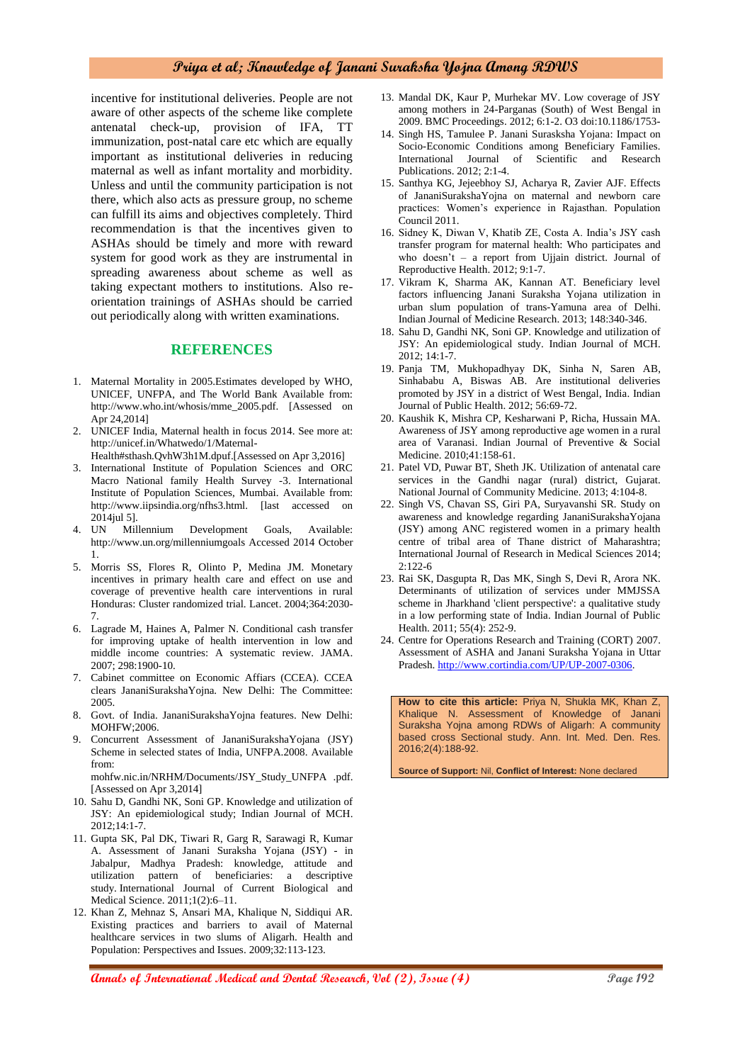incentive for institutional deliveries. People are not aware of other aspects of the scheme like complete antenatal check-up, provision of IFA, TT immunization, post-natal care etc which are equally important as institutional deliveries in reducing maternal as well as infant mortality and morbidity. Unless and until the community participation is not there, which also acts as pressure group, no scheme can fulfill its aims and objectives completely. Third recommendation is that the incentives given to ASHAs should be timely and more with reward system for good work as they are instrumental in spreading awareness about scheme as well as taking expectant mothers to institutions. Also re-orientation trainings of ASHAs should be carried out periodically along with written examinations.

## REFERENCES

1. Maternal Mortality in 2005.Estimates developed by WHO, UNICEF, UNFPA, and The World Bank Available from: http://www.who.int/whosis/mme_2005.pdf. [Assessed on Apr 24,2014]
2. UNICEF India, Maternal health in focus 2014. See more at: http://unicef.in/Whatwedo/1/Maternal-Health#sthash.QvhW3h1M.dpuf.[Assessed on Apr 3,2016]
3. International Institute of Population Sciences and ORC Macro National family Health Survey -3. International Institute of Population Sciences, Mumbai. Available from: http://www.iipsindia.org/nfhs3.html. [last accessed on 2014jul 5].
4. UN Millennium Development Goals, Available: http://www.un.org/millenniumgoals Accessed 2014 October 1.
5. Morris SS, Flores R, Olinto P, Medina JM. Monetary incentives in primary health care and effect on use and coverage of preventive health care interventions in rural Honduras: Cluster randomized trial. Lancet. 2004;364:2030-7.
6. Lagrade M, Haines A, Palmer N. Conditional cash transfer for improving uptake of health intervention in low and middle income countries: A systematic review. JAMA. 2007; 298:1900-10.
7. Cabinet committee on Economic Affairs (CCEA). CCEA clears JananiSurakshaYojna. New Delhi: The Committee: 2005.
8. Govt. of India. JananiSurakshaYojna features. New Delhi: MOHFW;2006.
9. Concurrent Assessment of JananiSurakshaYojana (JSY) Scheme in selected states of India, UNFPA.2008. Available from: mohfw.nic.in/NRHM/Documents/JSY_Study_UNFPA .pdf. [Assessed on Apr 3,2014]
10. Sahu D, Gandhi NK, Soni GP. Knowledge and utilization of JSY: An epidemiological study; Indian Journal of MCH. 2012;14:1-7.
11. Gupta SK, Pal DK, Tiwari R, Garg R, Sarawagi R, Kumar A. Assessment of Janani Suraksha Yojana (JSY) - in Jabalpur, Madhya Pradesh: knowledge, attitude and utilization pattern of beneficiaries: a descriptive study. International Journal of Current Biological and Medical Science. 2011;1(2):6–11.
12. Khan Z, Mehnaz S, Ansari MA, Khalique N, Siddiqui AR. Existing practices and barriers to avail of Maternal healthcare services in two slums of Aligarh. Health and Population: Perspectives and Issues. 2009;32:113-123.
13. Mandal DK, Kaur P, Murhekar MV. Low coverage of JSY among mothers in 24-Parganas (South) of West Bengal in 2009. BMC Proceedings. 2012; 6:1-2. O3 doi:10.1186/1753-
14. Singh HS, Tamulee P. Janani Surasksha Yojana: Impact on Socio-Economic Conditions among Beneficiary Families. International Journal of Scientific and Research Publications. 2012; 2:1-4.
15. Santhya KG, Jejeebhoy SJ, Acharya R, Zavier AJF. Effects of JananiSurakshaYojna on maternal and newborn care practices: Women's experience in Rajasthan. Population Council 2011.
16. Sidney K, Diwan V, Khatib ZE, Costa A. India's JSY cash transfer program for maternal health: Who participates and who doesn't – a report from Ujjain district. Journal of Reproductive Health. 2012; 9:1-7.
17. Vikram K, Sharma AK, Kannan AT. Beneficiary level factors influencing Janani Suraksha Yojana utilization in urban slum population of trans-Yamuna area of Delhi. Indian Journal of Medicine Research. 2013; 148:340-346.
18. Sahu D, Gandhi NK, Soni GP. Knowledge and utilization of JSY: An epidemiological study. Indian Journal of MCH. 2012; 14:1-7.
19. Panja TM, Mukhopadhyay DK, Sinha N, Saren AB, Sinhababu A, Biswas AB. Are institutional deliveries promoted by JSY in a district of West Bengal, India. Indian Journal of Public Health. 2012; 56:69-72.
20. Kaushik K, Mishra CP, Kesharwani P, Richa, Hussain MA. Awareness of JSY among reproductive age women in a rural area of Varanasi. Indian Journal of Preventive & Social Medicine. 2010;41:158-61.
21. Patel VD, Puwar BT, Sheth JK. Utilization of antenatal care services in the Gandhi nagar (rural) district, Gujarat. National Journal of Community Medicine. 2013; 4:104-8.
22. Singh VS, Chavan SS, Giri PA, Suryavanshi SR. Study on awareness and knowledge regarding JananiSurakshaYojana (JSY) among ANC registered women in a primary health centre of tribal area of Thane district of Maharashtra; International Journal of Research in Medical Sciences 2014; 2:122-6
23. Rai SK, Dasgupta R, Das MK, Singh S, Devi R, Arora NK. Determinants of utilization of services under MMJSSA scheme in Jharkhand 'client perspective': a qualitative study in a low performing state of India. Indian Journal of Public Health. 2011; 55(4): 252-9.
24. Centre for Operations Research and Training (CORT) 2007. Assessment of ASHA and Janani Suraksha Yojana in Uttar Pradesh. http://www.cortindia.com/UP/UP-2007-0306.

**How to cite this article:** Priya N, Shukla MK, Khan Z, Khalique N. Assessment of Knowledge of Janani Suraksha Yojna among RDWs of Aligarh: A community based cross Sectional study. Ann. Int. Med. Den. Res. 2016;2(4):188-92.

**Source of Support:** Nil, **Conflict of Interest:** None declared